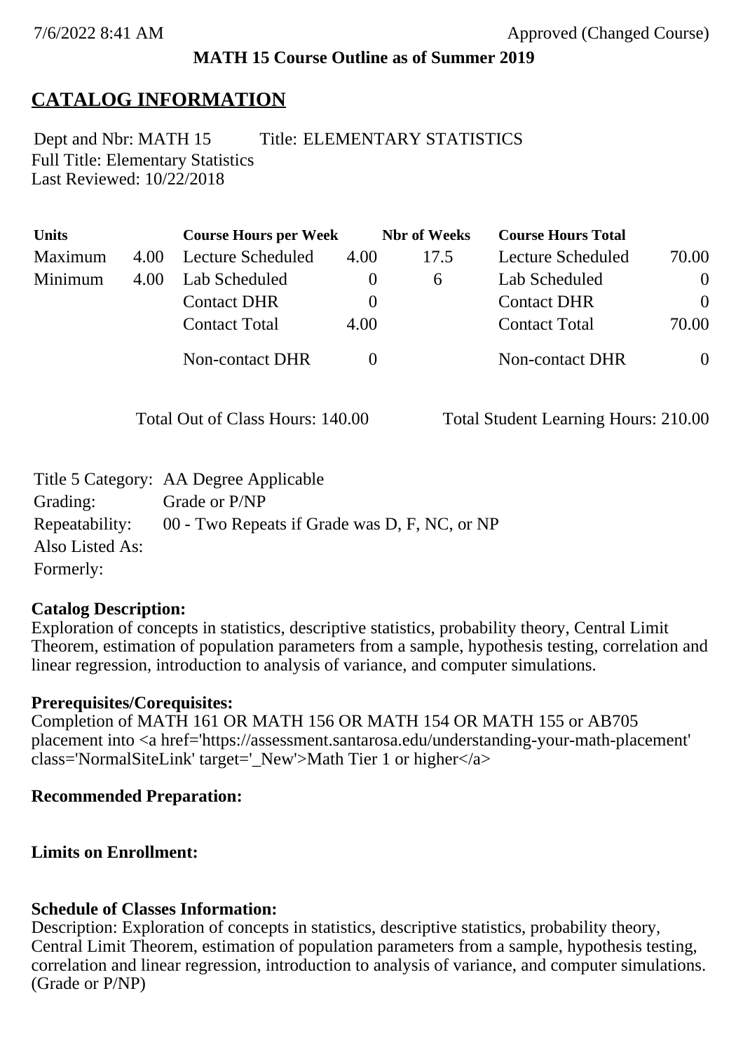7/6/2022 8:41 AM Approved (Changed Course)

**MATH 15 Course Outline as of Summer 2019**

# CATALOG INFORMATION

Dept and Nbr: MATH 15 Title: ELEMENTARY STATISTICS
Full Title: Elementary Statistics
Last Reviewed: 10/22/2018

| Units | | Course Hours per Week | | Nbr of Weeks | Course Hours Total | |
|---|---|---|---|---|---|---|
| Maximum | 4.00 | Lecture Scheduled | 4.00 | 17.5 | Lecture Scheduled | 70.00 |
| Minimum | 4.00 | Lab Scheduled | 0 | 6 | Lab Scheduled | 0 |
| | | Contact DHR | 0 | | Contact DHR | 0 |
| | | Contact Total | 4.00 | | Contact Total | 70.00 |
| | | Non-contact DHR | 0 | | Non-contact DHR | 0 |

Total Out of Class Hours: 140.00 Total Student Learning Hours: 210.00

Title 5 Category: AA Degree Applicable
Grading: Grade or P/NP
Repeatability: 00 - Two Repeats if Grade was D, F, NC, or NP
Also Listed As:
Formerly:

**Catalog Description:**
Exploration of concepts in statistics, descriptive statistics, probability theory, Central Limit Theorem, estimation of population parameters from a sample, hypothesis testing, correlation and linear regression, introduction to analysis of variance, and computer simulations.

**Prerequisites/Corequisites:**
Completion of MATH 161 OR MATH 156 OR MATH 154 OR MATH 155 or AB705 placement into <a href='https://assessment.santarosa.edu/understanding-your-math-placement' class='NormalSiteLink' target='_New'>Math Tier 1 or higher</a>

**Recommended Preparation:**

**Limits on Enrollment:**

**Schedule of Classes Information:**
Description: Exploration of concepts in statistics, descriptive statistics, probability theory, Central Limit Theorem, estimation of population parameters from a sample, hypothesis testing, correlation and linear regression, introduction to analysis of variance, and computer simulations. (Grade or P/NP)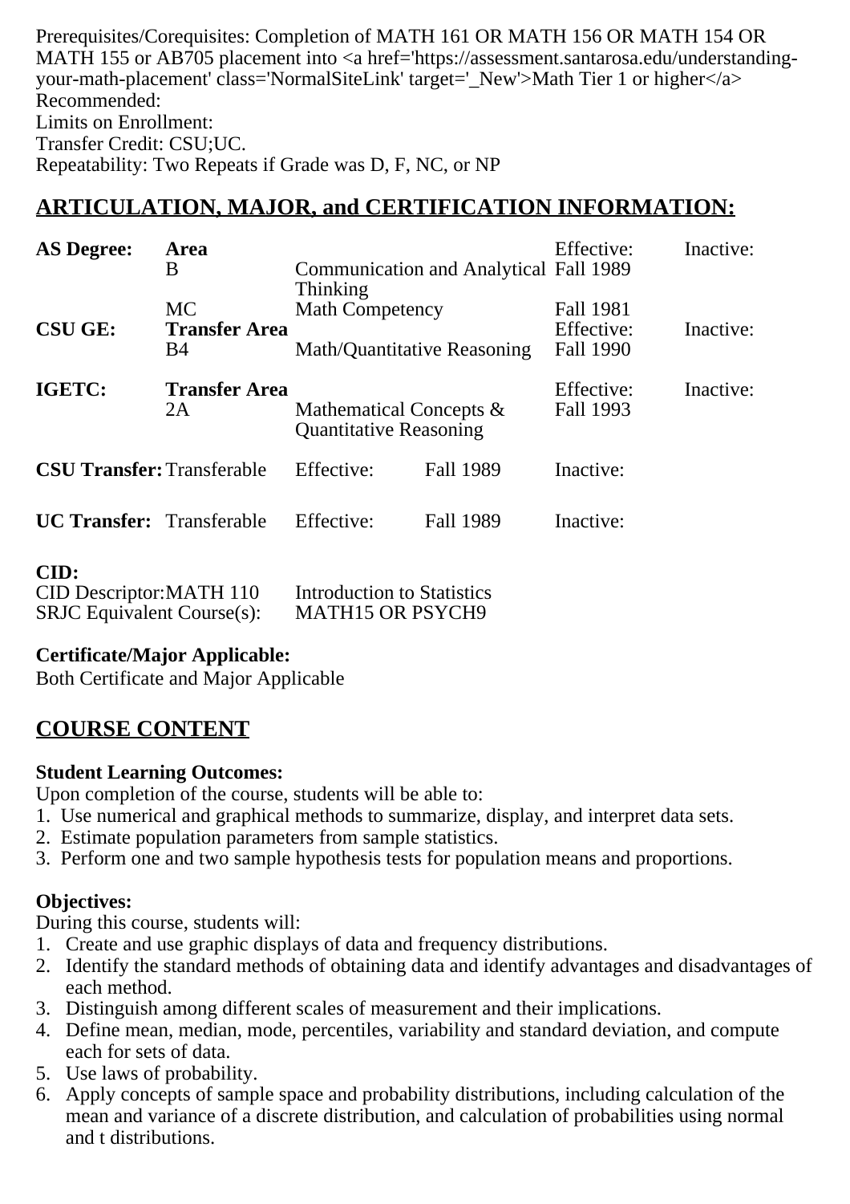Prerequisites/Corequisites: Completion of MATH 161 OR MATH 156 OR MATH 154 OR MATH 155 or AB705 placement into <a href='https://assessment.santarosa.edu/understanding-your-math-placement' class='NormalSiteLink' target='_New'>Math Tier 1 or higher</a>
Recommended:
Limits on Enrollment:
Transfer Credit: CSU;UC.
Repeatability: Two Repeats if Grade was D, F, NC, or NP

## ARTICULATION, MAJOR, and CERTIFICATION INFORMATION:

| **AS Degree:** | **Area** | | Effective: | Inactive: |
|---|---|---|---|---|
| | B | Communication and Analytical Thinking | Fall 1989 | |
| | MC | Math Competency | Fall 1981 | |
| **CSU GE:** | **Transfer Area** | | Effective: | Inactive: |
| | B4 | Math/Quantitative Reasoning | Fall 1990 | |
| **IGETC:** | **Transfer Area** | | Effective: | Inactive: |
| | 2A | Mathematical Concepts & Quantitative Reasoning | Fall 1993 | |

| **CSU Transfer:** | Transferable | Effective: | Fall 1989 | Inactive: |
|---|---|---|---|---|
| **UC Transfer:** | Transferable | Effective: | Fall 1989 | Inactive: |

**CID:**
CID Descriptor:MATH 110 Introduction to Statistics
SRJC Equivalent Course(s): MATH15 OR PSYCH9

**Certificate/Major Applicable:**
Both Certificate and Major Applicable

## COURSE CONTENT

**Student Learning Outcomes:**
Upon completion of the course, students will be able to:
1. Use numerical and graphical methods to summarize, display, and interpret data sets.
2. Estimate population parameters from sample statistics.
3. Perform one and two sample hypothesis tests for population means and proportions.

**Objectives:**
During this course, students will:
1. Create and use graphic displays of data and frequency distributions.
2. Identify the standard methods of obtaining data and identify advantages and disadvantages of each method.
3. Distinguish among different scales of measurement and their implications.
4. Define mean, median, mode, percentiles, variability and standard deviation, and compute each for sets of data.
5. Use laws of probability.
6. Apply concepts of sample space and probability distributions, including calculation of the mean and variance of a discrete distribution, and calculation of probabilities using normal and t distributions.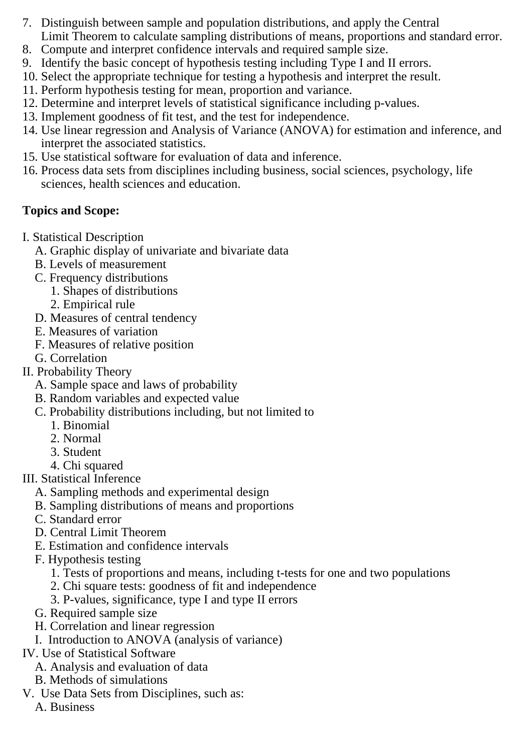7. Distinguish between sample and population distributions, and apply the Central Limit Theorem to calculate sampling distributions of means, proportions and standard error.
8. Compute and interpret confidence intervals and required sample size.
9. Identify the basic concept of hypothesis testing including Type I and II errors.
10. Select the appropriate technique for testing a hypothesis and interpret the result.
11. Perform hypothesis testing for mean, proportion and variance.
12. Determine and interpret levels of statistical significance including p-values.
13. Implement goodness of fit test, and the test for independence.
14. Use linear regression and Analysis of Variance (ANOVA) for estimation and inference, and interpret the associated statistics.
15. Use statistical software for evaluation of data and inference.
16. Process data sets from disciplines including business, social sciences, psychology, life sciences, health sciences and education.

**Topics and Scope:**

I. Statistical Description
   A. Graphic display of univariate and bivariate data
   B. Levels of measurement
   C. Frequency distributions
      1. Shapes of distributions
      2. Empirical rule
   D. Measures of central tendency
   E. Measures of variation
   F. Measures of relative position
   G. Correlation

II. Probability Theory
   A. Sample space and laws of probability
   B. Random variables and expected value
   C. Probability distributions including, but not limited to
      1. Binomial
      2. Normal
      3. Student
      4. Chi squared

III. Statistical Inference
   A. Sampling methods and experimental design
   B. Sampling distributions of means and proportions
   C. Standard error
   D. Central Limit Theorem
   E. Estimation and confidence intervals
   F. Hypothesis testing
      1. Tests of proportions and means, including t-tests for one and two populations
      2. Chi square tests: goodness of fit and independence
      3. P-values, significance, type I and type II errors
   G. Required sample size
   H. Correlation and linear regression
   I. Introduction to ANOVA (analysis of variance)

IV. Use of Statistical Software
   A. Analysis and evaluation of data
   B. Methods of simulations

V. Use Data Sets from Disciplines, such as:
   A. Business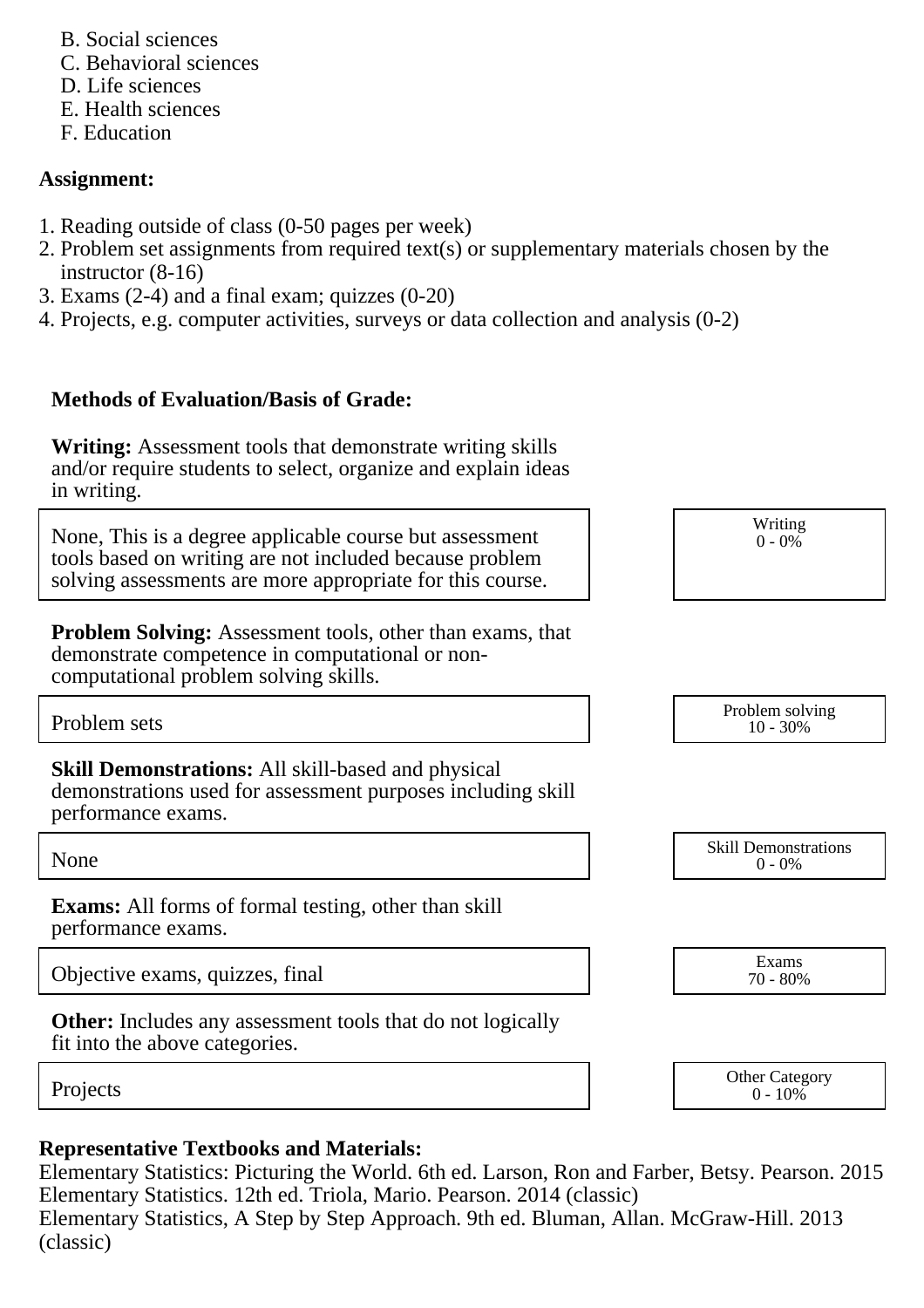B. Social sciences
C. Behavioral sciences
D. Life sciences
E. Health sciences
F. Education

**Assignment:**

1. Reading outside of class (0-50 pages per week)
2. Problem set assignments from required text(s) or supplementary materials chosen by the instructor (8-16)
3. Exams (2-4) and a final exam; quizzes (0-20)
4. Projects, e.g. computer activities, surveys or data collection and analysis (0-2)

**Methods of Evaluation/Basis of Grade:**

**Writing:** Assessment tools that demonstrate writing skills and/or require students to select, organize and explain ideas in writing.

| | |
|---|---|
| None, This is a degree applicable course but assessment tools based on writing are not included because problem solving assessments are more appropriate for this course. | Writing<br>0 - 0% |

**Problem Solving:** Assessment tools, other than exams, that demonstrate competence in computational or non-computational problem solving skills.

| | |
|---|---|
| Problem sets | Problem solving<br>10 - 30% |

**Skill Demonstrations:** All skill-based and physical demonstrations used for assessment purposes including skill performance exams.

| | |
|---|---|
| None | Skill Demonstrations<br>0 - 0% |

**Exams:** All forms of formal testing, other than skill performance exams.

| | |
|---|---|
| Objective exams, quizzes, final | Exams<br>70 - 80% |

**Other:** Includes any assessment tools that do not logically fit into the above categories.

| | |
|---|---|
| Projects | Other Category<br>0 - 10% |

**Representative Textbooks and Materials:**

Elementary Statistics: Picturing the World. 6th ed. Larson, Ron and Farber, Betsy. Pearson. 2015
Elementary Statistics. 12th ed. Triola, Mario. Pearson. 2014 (classic)
Elementary Statistics, A Step by Step Approach. 9th ed. Bluman, Allan. McGraw-Hill. 2013 (classic)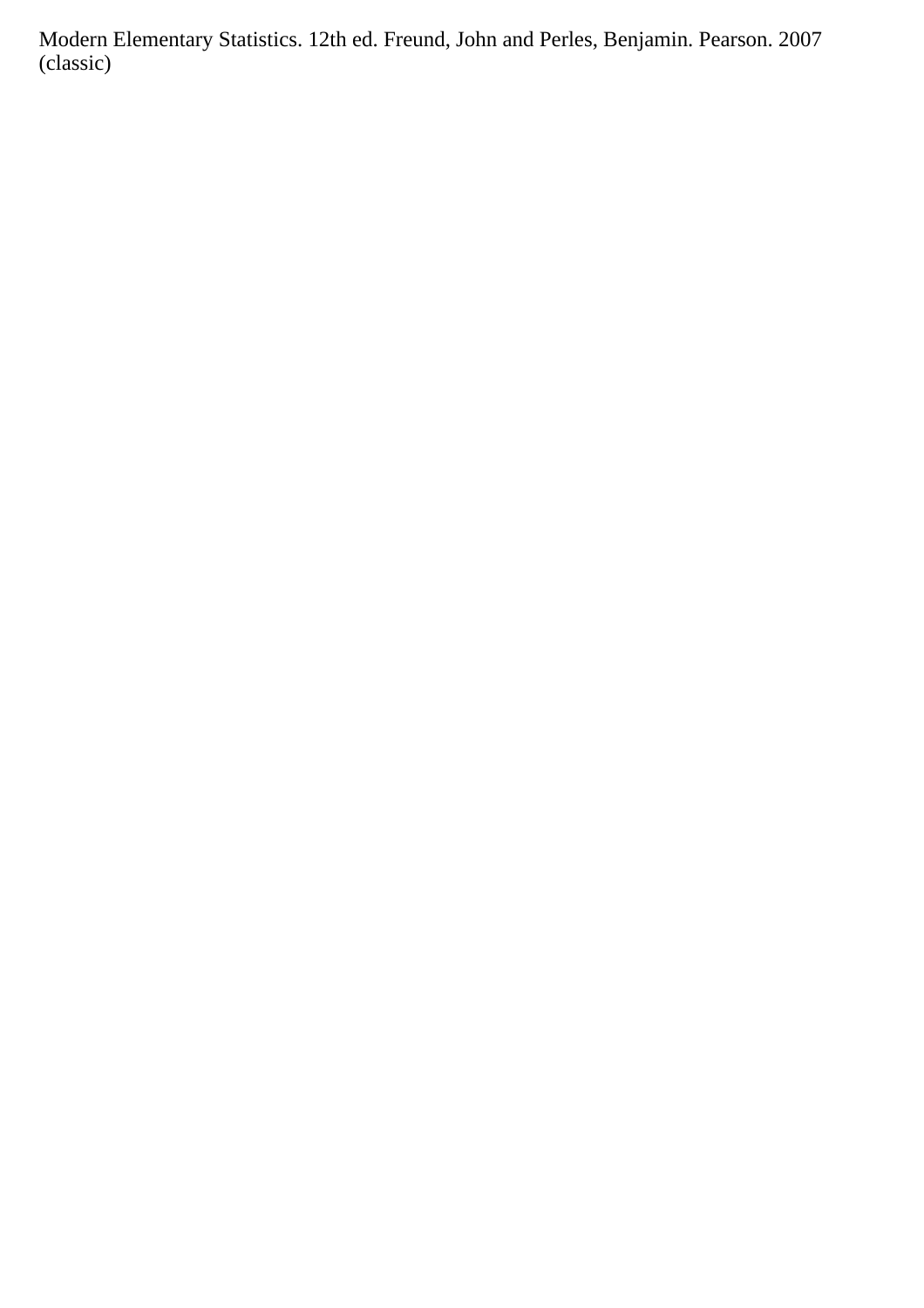Modern Elementary Statistics. 12th ed. Freund, John and Perles, Benjamin. Pearson. 2007 (classic)